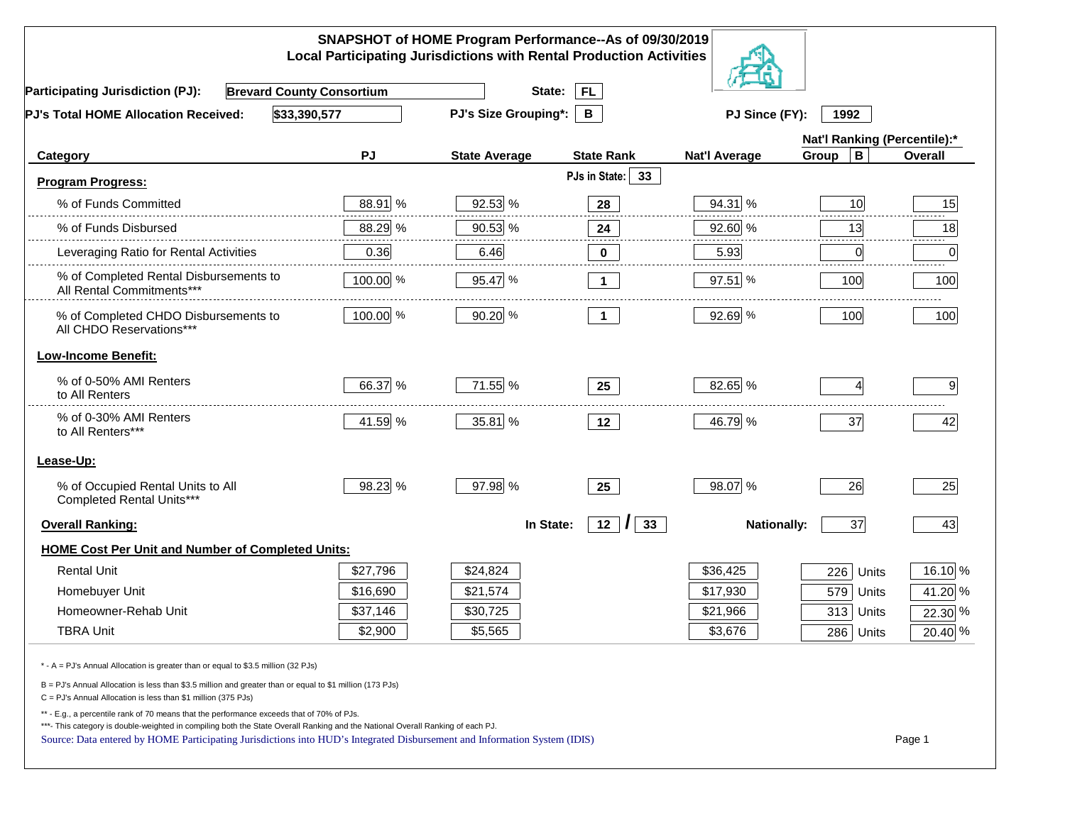# SNAPSHOT of HOME Program Performance--As of 09/30/2019
## Local Participating Jurisdictions with Rental Production Activities

**Participating Jurisdiction (PJ):** Brevard County Consortium **State:** FL

**PJ's Total HOME Allocation Received:** $33,390,577 **PJ's Size Grouping*:** B **PJ Since (FY):** 1992

| Category | PJ | State Average | State Rank | Nat'l Average | Nat'l Ranking (Percentile):* Group B | Overall |
|---|---|---|---|---|---|---|
| **Program Progress:** | | | PJs in State: 33 | | | |
| % of Funds Committed | 88.91 % | 92.53 % | 28 | 94.31 % | 10 | 15 |
| % of Funds Disbursed | 88.29 % | 90.53 % | 24 | 92.60 % | 13 | 18 |
| Leveraging Ratio for Rental Activities | 0.36 | 6.46 | 0 | 5.93 | 0 | 0 |
| % of Completed Rental Disbursements to All Rental Commitments*** | 100.00 % | 95.47 % | 1 | 97.51 % | 100 | 100 |
| % of Completed CHDO Disbursements to All CHDO Reservations*** | 100.00 % | 90.20 % | 1 | 92.69 % | 100 | 100 |
| **Low-Income Benefit:** | | | | | | |
| % of 0-50% AMI Renters to All Renters | 66.37 % | 71.55 % | 25 | 82.65 % | 4 | 9 |
| % of 0-30% AMI Renters to All Renters*** | 41.59 % | 35.81 % | 12 | 46.79 % | 37 | 42 |
| **Lease-Up:** | | | | | | |
| % of Occupied Rental Units to All Completed Rental Units*** | 98.23 % | 97.98 % | 25 | 98.07 % | 26 | 25 |
| **Overall Ranking:** | | In State: | 12 / 33 | Nationally: | 37 | 43 |
| **HOME Cost Per Unit and Number of Completed Units:** | | | | | | |
| Rental Unit | $27,796 | $24,824 | | $36,425 | 226 Units | 16.10 % |
| Homebuyer Unit | $16,690 | $21,574 | | $17,930 | 579 Units | 41.20 % |
| Homeowner-Rehab Unit | $37,146 | $30,725 | | $21,966 | 313 Units | 22.30 % |
| TBRA Unit | $2,900 | $5,565 | | $3,676 | 286 Units | 20.40 % |

\* - A = PJ's Annual Allocation is greater than or equal to $3.5 million (32 PJs)

B = PJ's Annual Allocation is less than $3.5 million and greater than or equal to $1 million (173 PJs)

C = PJ's Annual Allocation is less than $1 million (375 PJs)

** - E.g., a percentile rank of 70 means that the performance exceeds that of 70% of PJs.

***- This category is double-weighted in compiling both the State Overall Ranking and the National Overall Ranking of each PJ.

Source: Data entered by HOME Participating Jurisdictions into HUD's Integrated Disbursement and Information System (IDIS)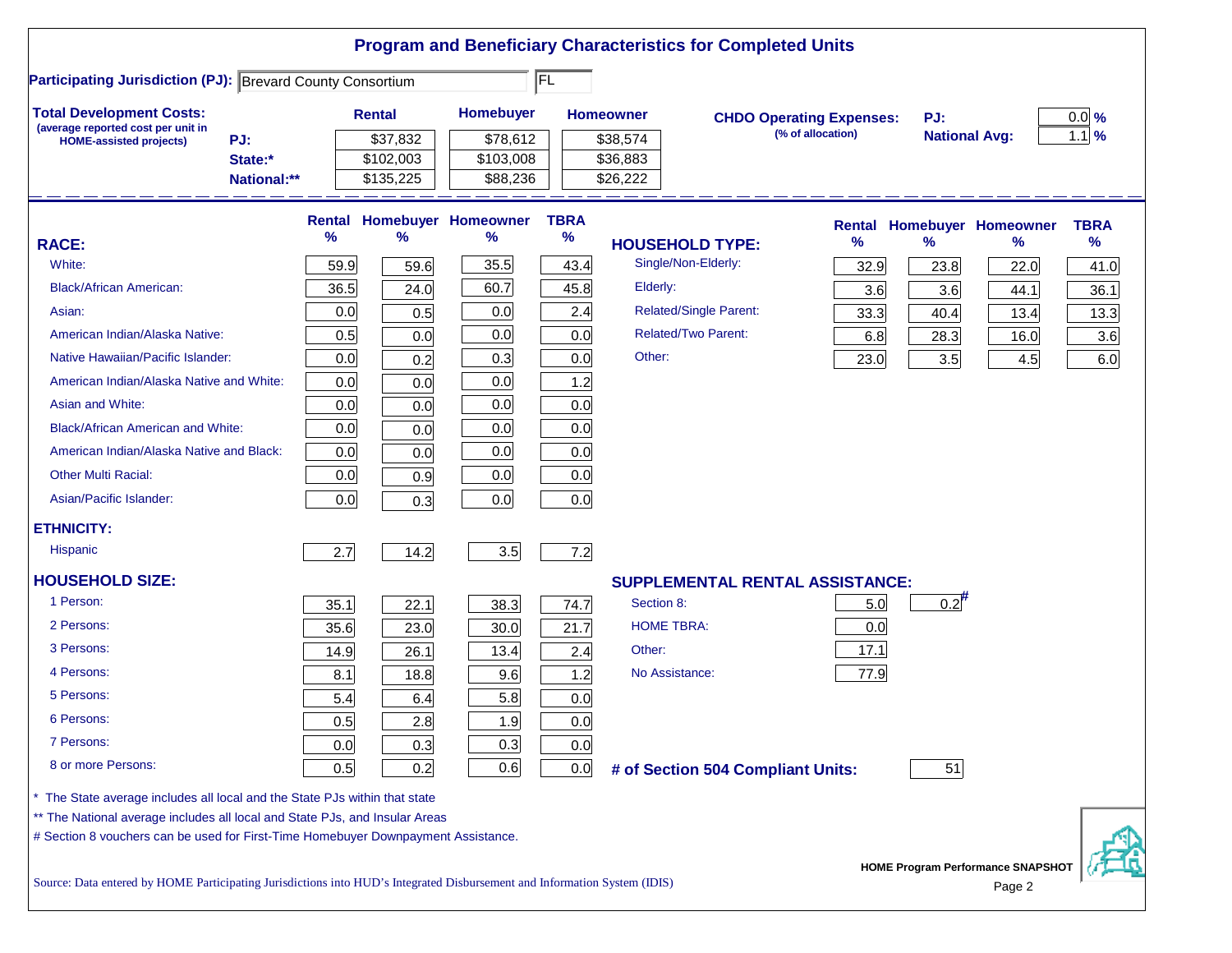# Program and Beneficiary Characteristics for Completed Units

**Participating Jurisdiction (PJ):** Brevard County Consortium | FL

**Total Development Costs:**
(average reported cost per unit in HOME-assisted projects)

| | Rental | Homebuyer | Homeowner |
|---|---|---|---|
| PJ: | $37,832 | $78,612 | $38,574 |
| State:* | $102,003 | $103,008 | $36,883 |
| National:** | $135,225 | $88,236 | $26,222 |

**CHDO Operating Expenses:** (% of allocation)

| | |
|---|---|
| PJ: | 0.0 % |
| National Avg: | 1.1 % |

| RACE: | Rental % | Homebuyer % | Homeowner % | TBRA % |
|---|---|---|---|---|
| White: | 59.9 | 59.6 | 35.5 | 43.4 |
| Black/African American: | 36.5 | 24.0 | 60.7 | 45.8 |
| Asian: | 0.0 | 0.5 | 0.0 | 2.4 |
| American Indian/Alaska Native: | 0.5 | 0.0 | 0.0 | 0.0 |
| Native Hawaiian/Pacific Islander: | 0.0 | 0.2 | 0.3 | 0.0 |
| American Indian/Alaska Native and White: | 0.0 | 0.0 | 0.0 | 1.2 |
| Asian and White: | 0.0 | 0.0 | 0.0 | 0.0 |
| Black/African American and White: | 0.0 | 0.0 | 0.0 | 0.0 |
| American Indian/Alaska Native and Black: | 0.0 | 0.0 | 0.0 | 0.0 |
| Other Multi Racial: | 0.0 | 0.9 | 0.0 | 0.0 |
| Asian/Pacific Islander: | 0.0 | 0.3 | 0.0 | 0.0 |
| **ETHNICITY:** | | | | |
| Hispanic | 2.7 | 14.2 | 3.5 | 7.2 |
| **HOUSEHOLD SIZE:** | | | | |
| 1 Person: | 35.1 | 22.1 | 38.3 | 74.7 |
| 2 Persons: | 35.6 | 23.0 | 30.0 | 21.7 |
| 3 Persons: | 14.9 | 26.1 | 13.4 | 2.4 |
| 4 Persons: | 8.1 | 18.8 | 9.6 | 1.2 |
| 5 Persons: | 5.4 | 6.4 | 5.8 | 0.0 |
| 6 Persons: | 0.5 | 2.8 | 1.9 | 0.0 |
| 7 Persons: | 0.0 | 0.3 | 0.3 | 0.0 |
| 8 or more Persons: | 0.5 | 0.2 | 0.6 | 0.0 |

| HOUSEHOLD TYPE: | Rental % | Homebuyer % | Homeowner % | TBRA % |
|---|---|---|---|---|
| Single/Non-Elderly: | 32.9 | 23.8 | 22.0 | 41.0 |
| Elderly: | 3.6 | 3.6 | 44.1 | 36.1 |
| Related/Single Parent: | 33.3 | 40.4 | 13.4 | 13.3 |
| Related/Two Parent: | 6.8 | 28.3 | 16.0 | 3.6 |
| Other: | 23.0 | 3.5 | 4.5 | 6.0 |

| SUPPLEMENTAL RENTAL ASSISTANCE: | Rental | Homebuyer |
|---|---|---|
| Section 8: | 5.0 | 0.2# |
| HOME TBRA: | 0.0 | |
| Other: | 17.1 | |
| No Assistance: | 77.9 | |

**# of Section 504 Compliant Units:** 51

\* The State average includes all local and the State PJs within that state

\*\* The National average includes all local and State PJs, and Insular Areas

\# Section 8 vouchers can be used for First-Time Homebuyer Downpayment Assistance.

Source: Data entered by HOME Participating Jurisdictions into HUD's Integrated Disbursement and Information System (IDIS)

HOME Program Performance SNAPSHOT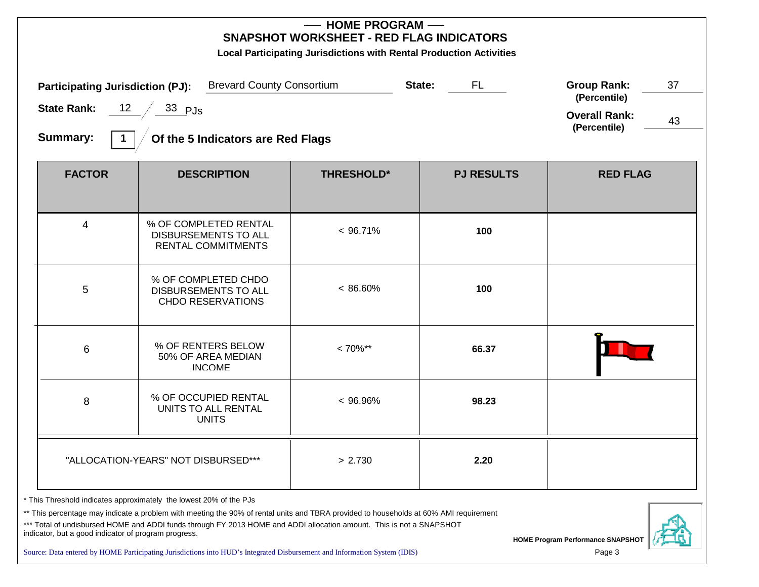# HOME PROGRAM

## SNAPSHOT WORKSHEET - RED FLAG INDICATORS

**Local Participating Jurisdictions with Rental Production Activities**

**Participating Jurisdiction (PJ):** Brevard County Consortium **State:** FL

**Group Rank: (Percentile)** 37

**State Rank:** 12 / 33 PJs

**Overall Rank: (Percentile)** 43

**Summary:** 1 / **Of the 5 Indicators are Red Flags**

| FACTOR | DESCRIPTION | THRESHOLD* | PJ RESULTS | RED FLAG |
|---|---|---|---|---|
| 4 | % OF COMPLETED RENTAL DISBURSEMENTS TO ALL RENTAL COMMITMENTS | < 96.71% | **100** | |
| 5 | % OF COMPLETED CHDO DISBURSEMENTS TO ALL CHDO RESERVATIONS | < 86.60% | **100** | |
| 6 | % OF RENTERS BELOW 50% OF AREA MEDIAN INCOME | < 70%** | **66.37** | Red Flag |
| 8 | % OF OCCUPIED RENTAL UNITS TO ALL RENTAL UNITS | < 96.96% | **98.23** | |
| "ALLOCATION-YEARS" NOT DISBURSED*** | | > 2.730 | **2.20** | |

* This Threshold indicates approximately the lowest 20% of the PJs

** This percentage may indicate a problem with meeting the 90% of rental units and TBRA provided to households at 60% AMI requirement

*** Total of undisbursed HOME and ADDI funds through FY 2013 HOME and ADDI allocation amount. This is not a SNAPSHOT indicator, but a good indicator of program progress.

HOME Program Performance SNAPSHOT

Source: Data entered by HOME Participating Jurisdictions into HUD's Integrated Disbursement and Information System (IDIS)